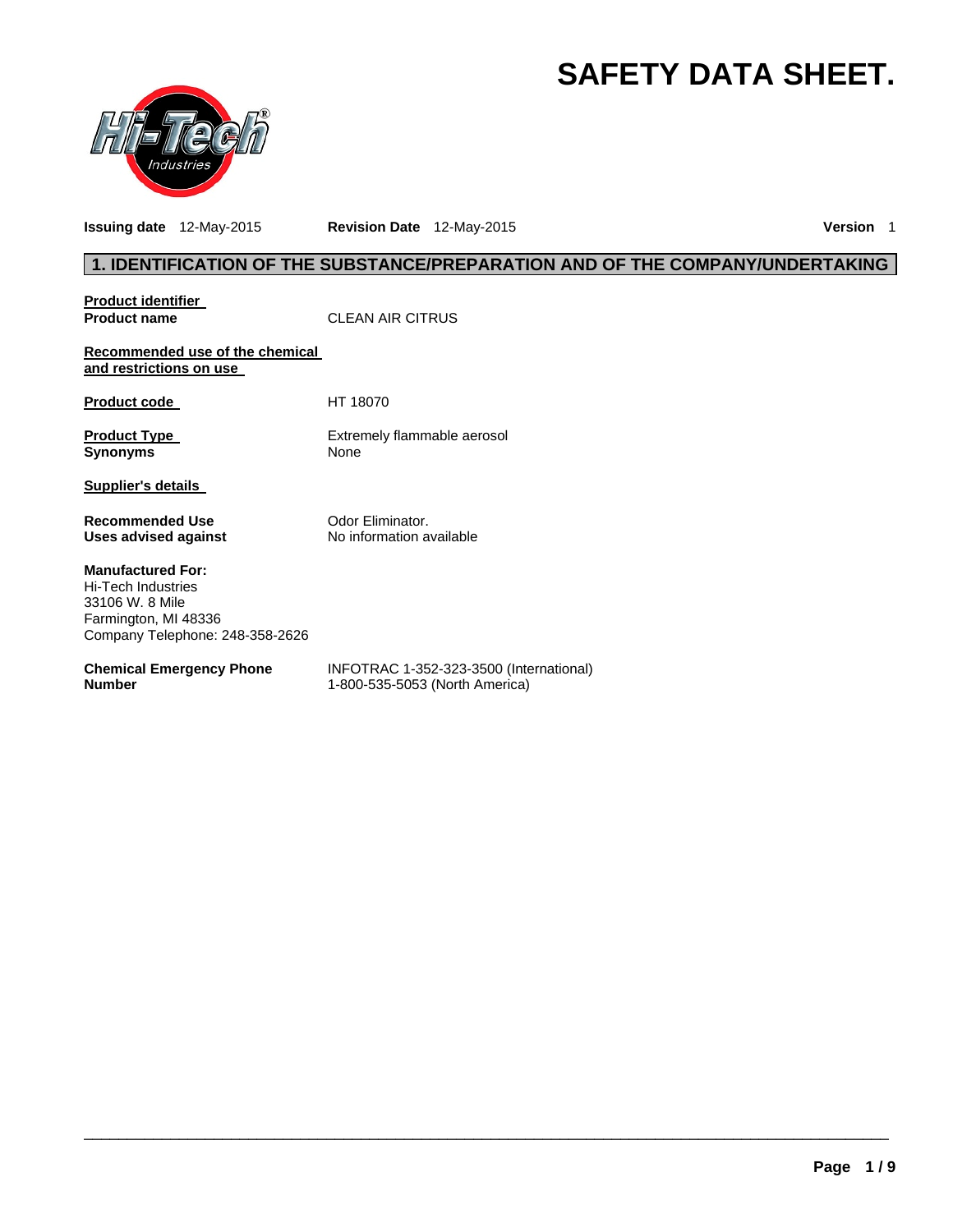# SAFETY DATA SHEET.

**Issuing date** 12-May-2015 **Revision Date** 12-May-2015 **Version** 1

## 1. IDENTIFICATION OF THE SUBSTANCE/PREPARATION AND OF THE COMPANY/UNDERTAKING

**Product identifier**

**Product name** CLEAN AIR CITRUS

**Recommended use of the chemical and restrictions on use**

**Product code** HT 18070

**Product Type** Extremely flammable aerosol
**Synonyms** None

**Supplier's details**

**Recommended Use** Odor Eliminator.
**Uses advised against** No information available

**Manufactured For:**
Hi-Tech Industries
33106 W. 8 Mile
Farmington, MI 48336
Company Telephone: 248-358-2626

**Chemical Emergency Phone Number** INFOTRAC 1-352-323-3500 (International)
1-800-535-5053 (North America)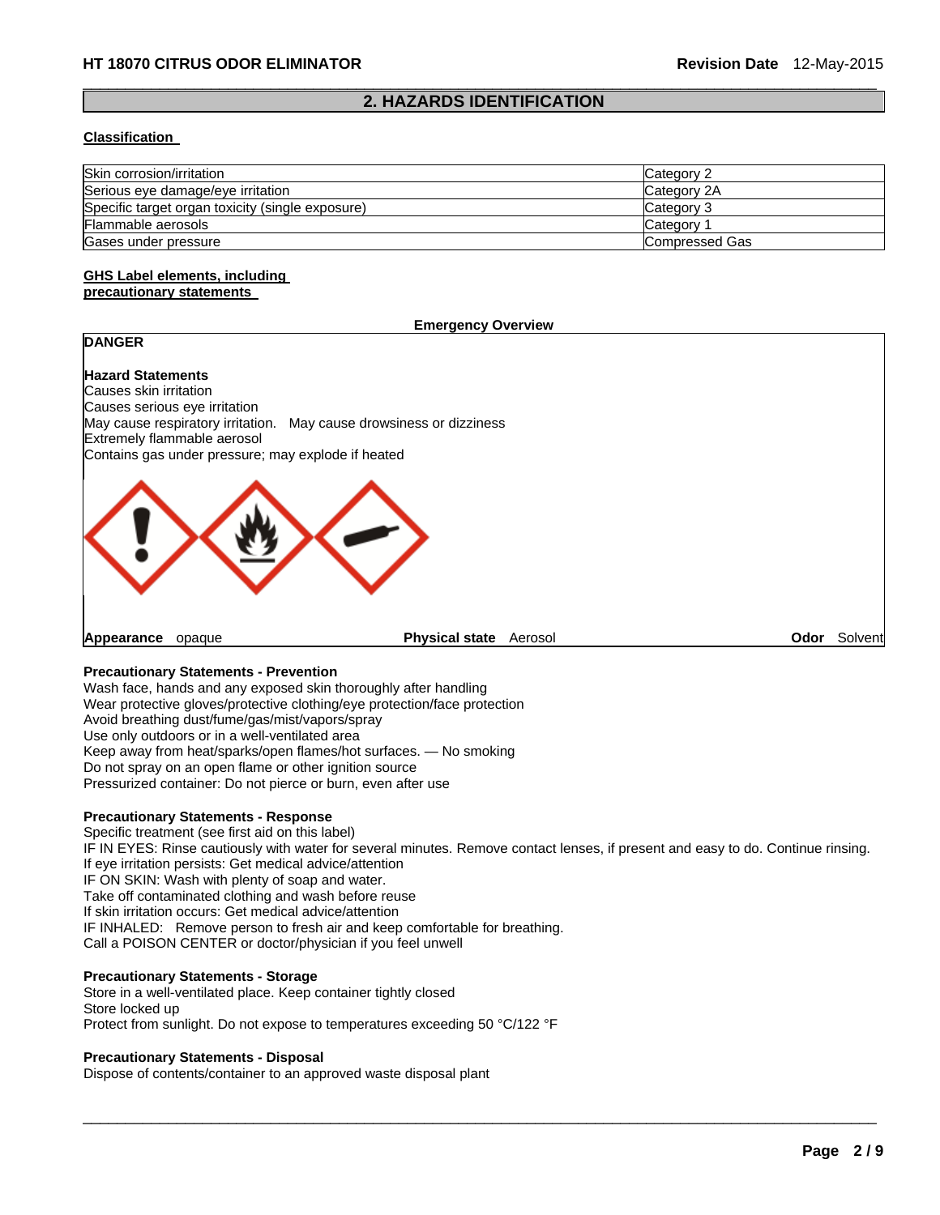## 2. HAZARDS IDENTIFICATION

**Classification**

| | |
|---|---|
| Skin corrosion/irritation | Category 2 |
| Serious eye damage/eye irritation | Category 2A |
| Specific target organ toxicity (single exposure) | Category 3 |
| Flammable aerosols | Category 1 |
| Gases under pressure | Compressed Gas |

**GHS Label elements, including precautionary statements**

**Emergency Overview**

**DANGER**

**Hazard Statements**
Causes skin irritation
Causes serious eye irritation
May cause respiratory irritation. May cause drowsiness or dizziness
Extremely flammable aerosol
Contains gas under pressure; may explode if heated

**Appearance** opaque **Physical state** Aerosol **Odor** Solvent

**Precautionary Statements - Prevention**
Wash face, hands and any exposed skin thoroughly after handling
Wear protective gloves/protective clothing/eye protection/face protection
Avoid breathing dust/fume/gas/mist/vapors/spray
Use only outdoors or in a well-ventilated area
Keep away from heat/sparks/open flames/hot surfaces. — No smoking
Do not spray on an open flame or other ignition source
Pressurized container: Do not pierce or burn, even after use

**Precautionary Statements - Response**
Specific treatment (see first aid on this label)
IF IN EYES: Rinse cautiously with water for several minutes. Remove contact lenses, if present and easy to do. Continue rinsing.
If eye irritation persists: Get medical advice/attention
IF ON SKIN: Wash with plenty of soap and water.
Take off contaminated clothing and wash before reuse
If skin irritation occurs: Get medical advice/attention
IF INHALED: Remove person to fresh air and keep comfortable for breathing.
Call a POISON CENTER or doctor/physician if you feel unwell

**Precautionary Statements - Storage**
Store in a well-ventilated place. Keep container tightly closed
Store locked up
Protect from sunlight. Do not expose to temperatures exceeding 50 °C/122 °F

**Precautionary Statements - Disposal**
Dispose of contents/container to an approved waste disposal plant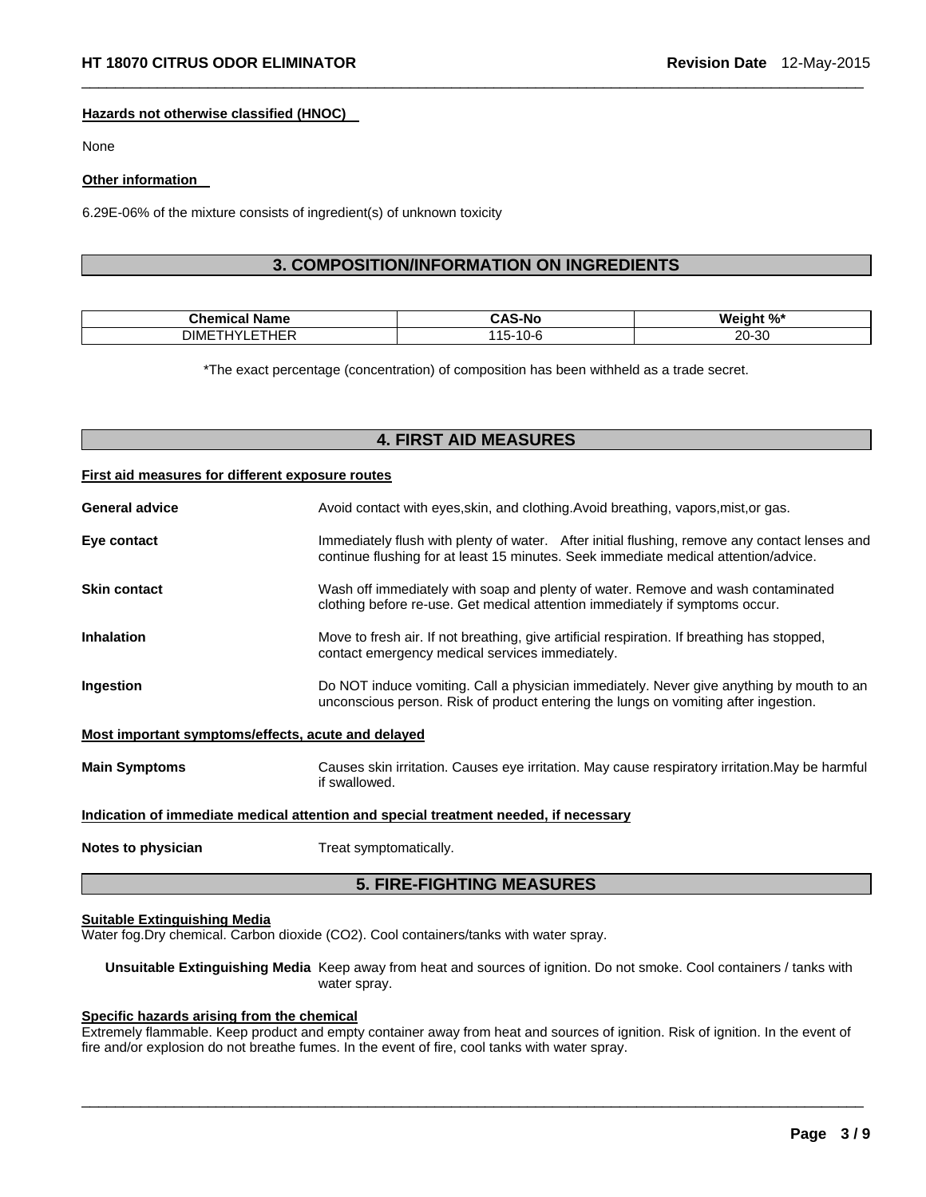#### Hazards not otherwise classified (HNOC)

None

#### Other information

6.29E-06% of the mixture consists of ingredient(s) of unknown toxicity

## 3. COMPOSITION/INFORMATION ON INGREDIENTS

| Chemical Name | CAS-No | Weight %* |
|---|---|---|
| DIMETHYLETHER | 115-10-6 | 20-30 |

*The exact percentage (concentration) of composition has been withheld as a trade secret.

## 4. FIRST AID MEASURES

#### First aid measures for different exposure routes

**General advice** Avoid contact with eyes,skin, and clothing.Avoid breathing, vapors,mist,or gas.

**Eye contact** Immediately flush with plenty of water. After initial flushing, remove any contact lenses and continue flushing for at least 15 minutes. Seek immediate medical attention/advice.

**Skin contact** Wash off immediately with soap and plenty of water. Remove and wash contaminated clothing before re-use. Get medical attention immediately if symptoms occur.

**Inhalation** Move to fresh air. If not breathing, give artificial respiration. If breathing has stopped, contact emergency medical services immediately.

**Ingestion** Do NOT induce vomiting. Call a physician immediately. Never give anything by mouth to an unconscious person. Risk of product entering the lungs on vomiting after ingestion.

#### Most important symptoms/effects, acute and delayed

**Main Symptoms** Causes skin irritation. Causes eye irritation. May cause respiratory irritation.May be harmful if swallowed.

#### Indication of immediate medical attention and special treatment needed, if necessary

**Notes to physician** Treat symptomatically.

## 5. FIRE-FIGHTING MEASURES

#### Suitable Extinguishing Media

Water fog.Dry chemical. Carbon dioxide ($CO_2$). Cool containers/tanks with water spray.

**Unsuitable Extinguishing Media** Keep away from heat and sources of ignition. Do not smoke. Cool containers / tanks with water spray.

#### Specific hazards arising from the chemical

Extremely flammable. Keep product and empty container away from heat and sources of ignition. Risk of ignition. In the event of fire and/or explosion do not breathe fumes. In the event of fire, cool tanks with water spray.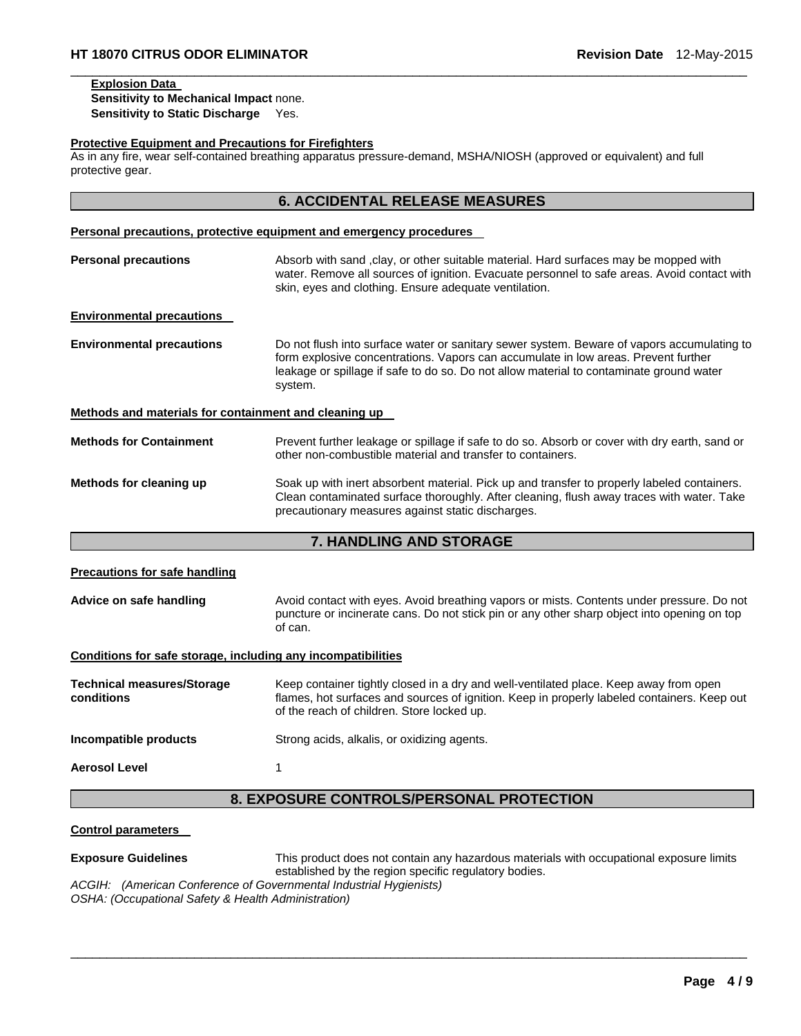**Explosion Data**

**Sensitivity to Mechanical Impact** none.

**Sensitivity to Static Discharge** Yes.

**Protective Equipment and Precautions for Firefighters**

As in any fire, wear self-contained breathing apparatus pressure-demand, MSHA/NIOSH (approved or equivalent) and full protective gear.

## 6. ACCIDENTAL RELEASE MEASURES

**Personal precautions, protective equipment and emergency procedures**

**Personal precautions** Absorb with sand ,clay, or other suitable material. Hard surfaces may be mopped with water. Remove all sources of ignition. Evacuate personnel to safe areas. Avoid contact with skin, eyes and clothing. Ensure adequate ventilation.

**Environmental precautions**

**Environmental precautions** Do not flush into surface water or sanitary sewer system. Beware of vapors accumulating to form explosive concentrations. Vapors can accumulate in low areas. Prevent further leakage or spillage if safe to do so. Do not allow material to contaminate ground water system.

**Methods and materials for containment and cleaning up**

**Methods for Containment** Prevent further leakage or spillage if safe to do so. Absorb or cover with dry earth, sand or other non-combustible material and transfer to containers.

**Methods for cleaning up** Soak up with inert absorbent material. Pick up and transfer to properly labeled containers. Clean contaminated surface thoroughly. After cleaning, flush away traces with water. Take precautionary measures against static discharges.

## 7. HANDLING AND STORAGE

**Precautions for safe handling**

**Advice on safe handling** Avoid contact with eyes. Avoid breathing vapors or mists. Contents under pressure. Do not puncture or incinerate cans. Do not stick pin or any other sharp object into opening on top of can.

**Conditions for safe storage, including any incompatibilities**

**Technical measures/Storage conditions** Keep container tightly closed in a dry and well-ventilated place. Keep away from open flames, hot surfaces and sources of ignition. Keep in properly labeled containers. Keep out of the reach of children. Store locked up.

**Incompatible products** Strong acids, alkalis, or oxidizing agents.

**Aerosol Level** 1

## 8. EXPOSURE CONTROLS/PERSONAL PROTECTION

**Control parameters**

**Exposure Guidelines** This product does not contain any hazardous materials with occupational exposure limits established by the region specific regulatory bodies.

*ACGIH: (American Conference of Governmental Industrial Hygienists)*

*OSHA: (Occupational Safety & Health Administration)*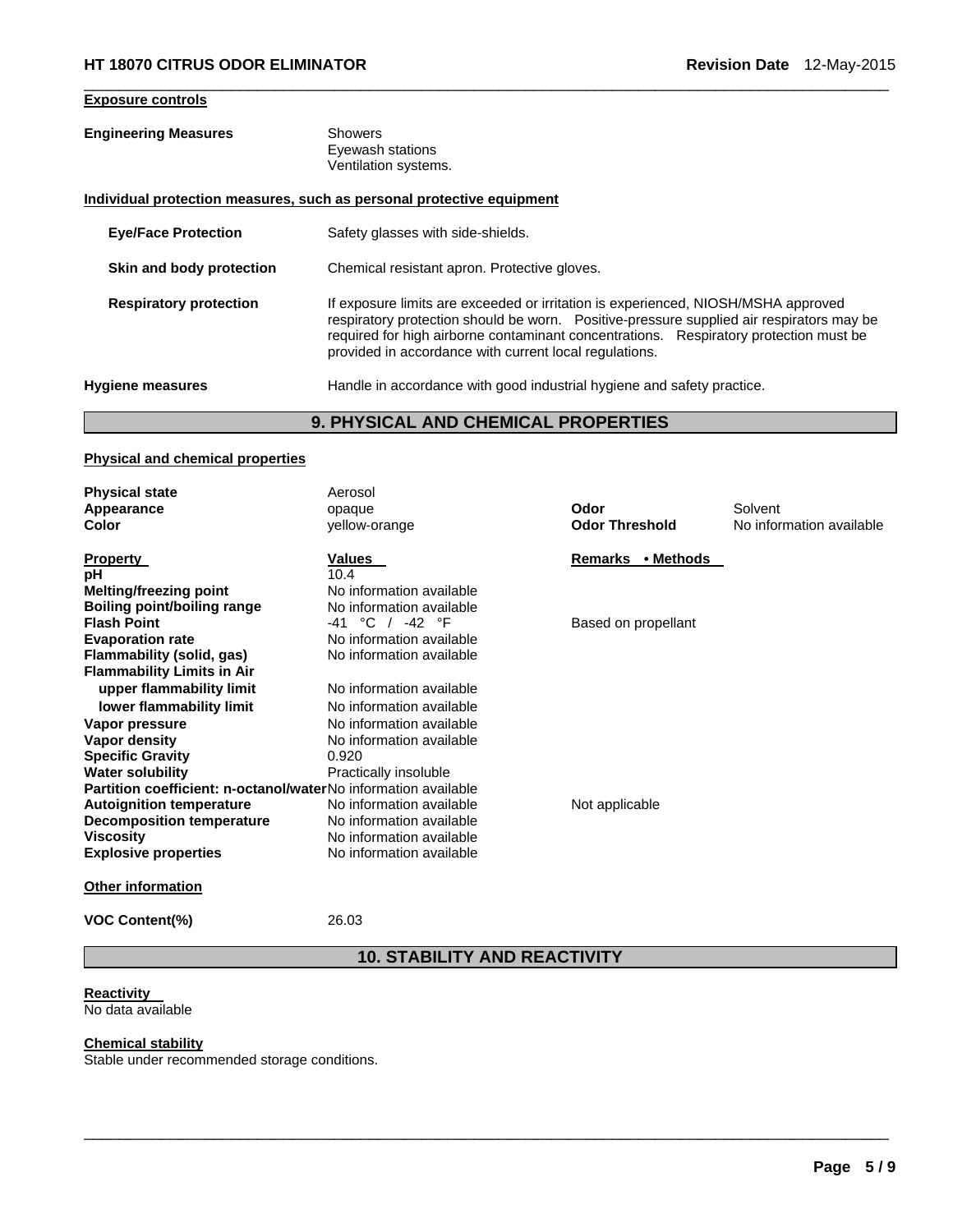**Exposure controls**

| | |
|---|---|
| **Engineering Measures** | Showers<br>Eyewash stations<br>Ventilation systems. |

**Individual protection measures, such as personal protective equipment**

| | |
|---|---|
| **Eye/Face Protection** | Safety glasses with side-shields. |
| **Skin and body protection** | Chemical resistant apron. Protective gloves. |
| **Respiratory protection** | If exposure limits are exceeded or irritation is experienced, NIOSH/MSHA approved respiratory protection should be worn. Positive-pressure supplied air respirators may be required for high airborne contaminant concentrations. Respiratory protection must be provided in accordance with current local regulations. |
| **Hygiene measures** | Handle in accordance with good industrial hygiene and safety practice. |

## 9. PHYSICAL AND CHEMICAL PROPERTIES

**Physical and chemical properties**

| | | | |
|---|---|---|---|
| **Physical state** | Aerosol | | |
| **Appearance** | opaque | **Odor** | Solvent |
| **Color** | yellow-orange | **Odor Threshold** | No information available |

| **Property** | **Values** | **Remarks • Methods** |
|---|---|---|
| **pH** | 10.4 | |
| **Melting/freezing point** | No information available | |
| **Boiling point/boiling range** | No information available | |
| **Flash Point** | -41 °C / -42 °F | Based on propellant |
| **Evaporation rate** | No information available | |
| **Flammability (solid, gas)** | No information available | |
| **Flammability Limits in Air** | | |
| **upper flammability limit** | No information available | |
| **lower flammability limit** | No information available | |
| **Vapor pressure** | No information available | |
| **Vapor density** | No information available | |
| **Specific Gravity** | 0.920 | |
| **Water solubility** | Practically insoluble | |
| **Partition coefficient: n-octanol/water** | No information available | |
| **Autoignition temperature** | No information available | Not applicable |
| **Decomposition temperature** | No information available | |
| **Viscosity** | No information available | |
| **Explosive properties** | No information available | |

**Other information**

| | |
|---|---|
| **VOC Content(%)** | 26.03 |

## 10. STABILITY AND REACTIVITY

**Reactivity**
No data available

**Chemical stability**
Stable under recommended storage conditions.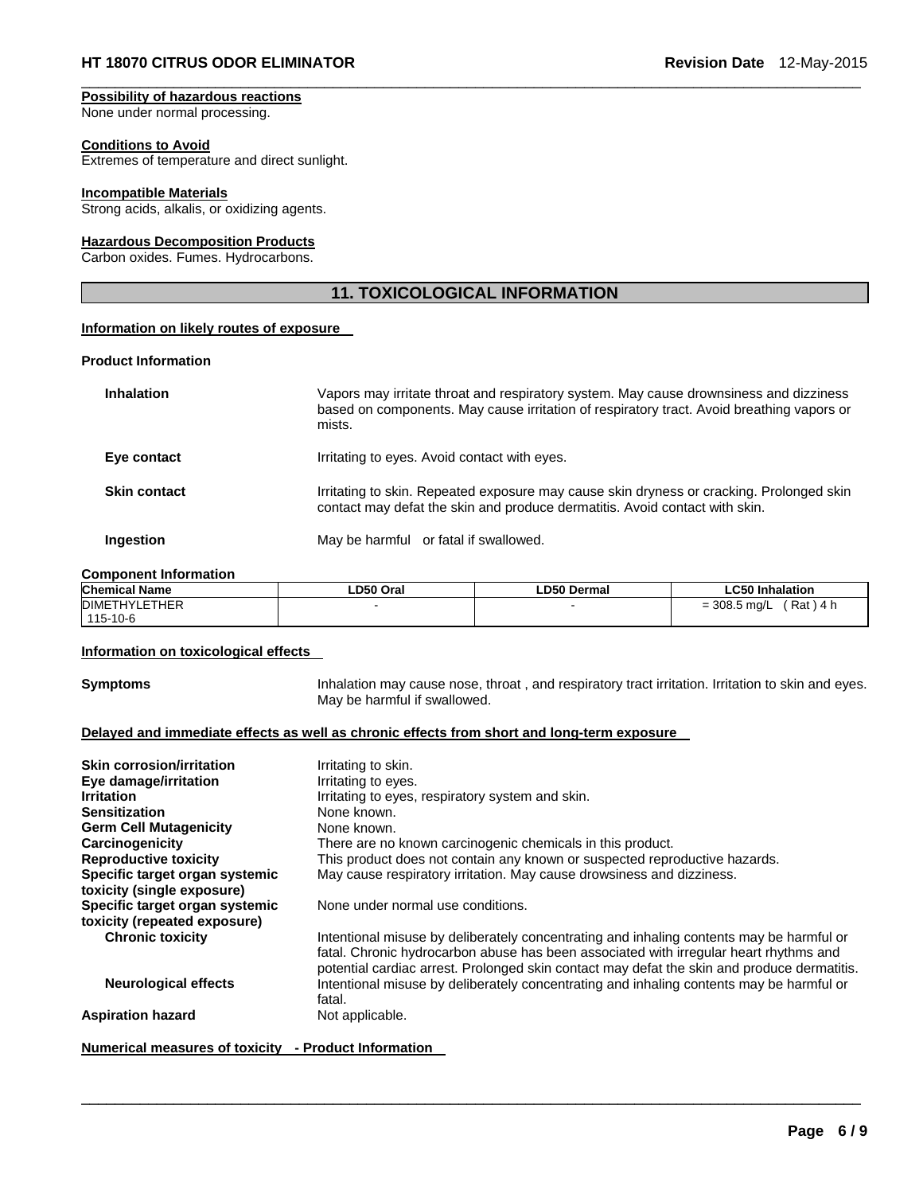**Possibility of hazardous reactions**
None under normal processing.

**Conditions to Avoid**
Extremes of temperature and direct sunlight.

**Incompatible Materials**
Strong acids, alkalis, or oxidizing agents.

**Hazardous Decomposition Products**
Carbon oxides. Fumes. Hydrocarbons.

## 11. TOXICOLOGICAL INFORMATION

**Information on likely routes of exposure**

**Product Information**

| | |
|---|---|
| **Inhalation** | Vapors may irritate throat and respiratory system. May cause drownsiness and dizziness based on components. May cause irritation of respiratory tract. Avoid breathing vapors or mists. |
| **Eye contact** | Irritating to eyes. Avoid contact with eyes. |
| **Skin contact** | Irritating to skin. Repeated exposure may cause skin dryness or cracking. Prolonged skin contact may defat the skin and produce dermatitis. Avoid contact with skin. |
| **Ingestion** | May be harmful or fatal if swallowed. |

**Component Information**

| Chemical Name | LD50 Oral | LD50 Dermal | LC50 Inhalation |
|---|---|---|---|
| DIMETHYLETHER 115-10-6 | - | - | = 308.5 mg/L ( Rat ) 4 h |

**Information on toxicological effects**

| | |
|---|---|
| **Symptoms** | Inhalation may cause nose, throat , and respiratory tract irritation. Irritation to skin and eyes. May be harmful if swallowed. |

**Delayed and immediate effects as well as chronic effects from short and long-term exposure**

| | |
|---|---|
| **Skin corrosion/irritation** | Irritating to skin. |
| **Eye damage/irritation** | Irritating to eyes. |
| **Irritation** | Irritating to eyes, respiratory system and skin. |
| **Sensitization** | None known. |
| **Germ Cell Mutagenicity** | None known. |
| **Carcinogenicity** | There are no known carcinogenic chemicals in this product. |
| **Reproductive toxicity** | This product does not contain any known or suspected reproductive hazards. |
| **Specific target organ systemic toxicity (single exposure)** | May cause respiratory irritation. May cause drowsiness and dizziness. |
| **Specific target organ systemic toxicity (repeated exposure)** | None under normal use conditions. |
| **Chronic toxicity** | Intentional misuse by deliberately concentrating and inhaling contents may be harmful or fatal. Chronic hydrocarbon abuse has been associated with irregular heart rhythms and potential cardiac arrest. Prolonged skin contact may defat the skin and produce dermatitis. |
| **Neurological effects** | Intentional misuse by deliberately concentrating and inhaling contents may be harmful or fatal. |
| **Aspiration hazard** | Not applicable. |

**Numerical measures of toxicity - Product Information**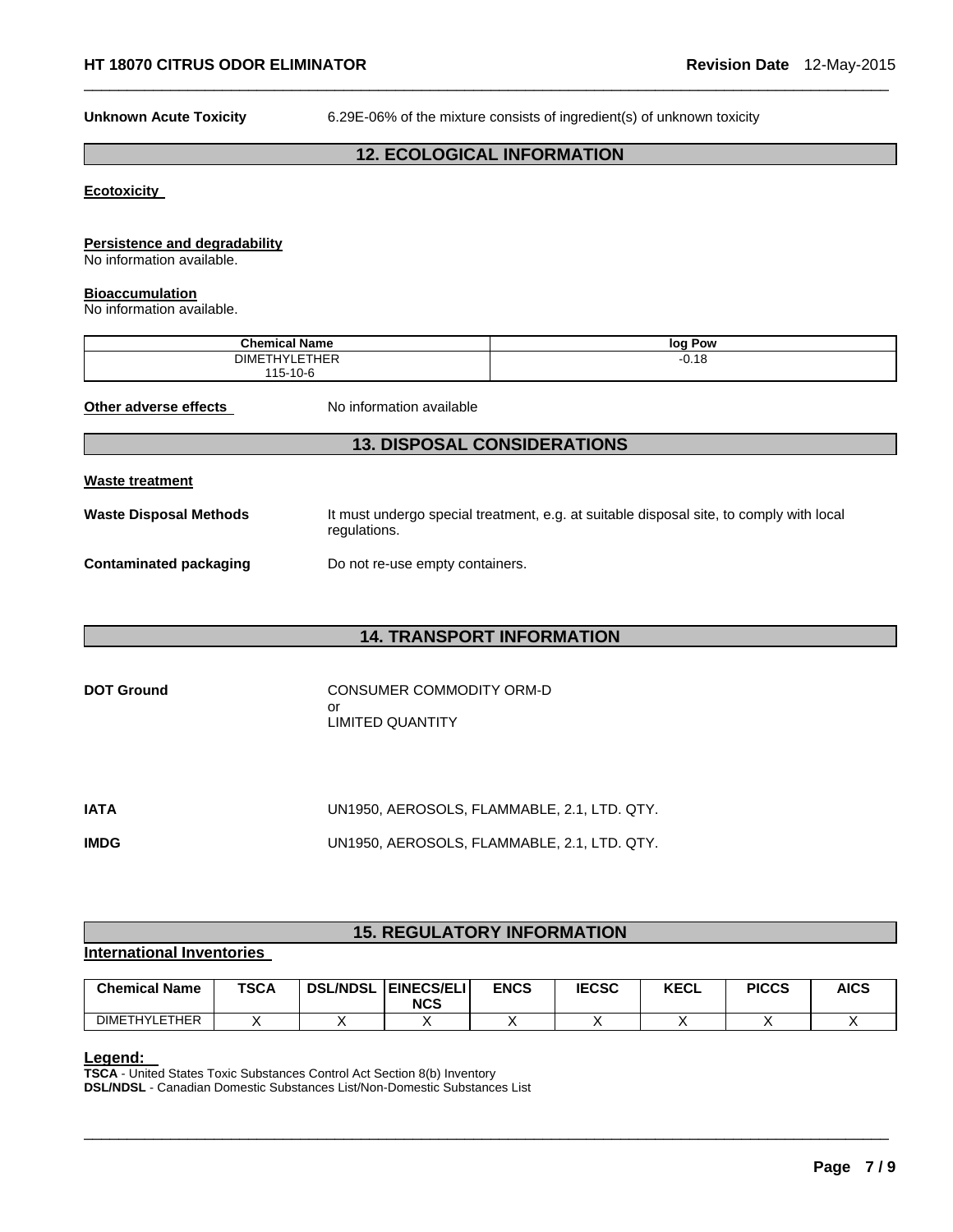**Unknown Acute Toxicity** 6.29E-06% of the mixture consists of ingredient(s) of unknown toxicity

## 12. ECOLOGICAL INFORMATION

**Ecotoxicity**

**Persistence and degradability**
No information available.

**Bioaccumulation**
No information available.

| Chemical Name | log Pow |
|---|---|
| DIMETHYLETHER 115-10-6 | -0.18 |

**Other adverse effects** No information available

## 13. DISPOSAL CONSIDERATIONS

**Waste treatment**

**Waste Disposal Methods** It must undergo special treatment, e.g. at suitable disposal site, to comply with local regulations.

**Contaminated packaging** Do not re-use empty containers.

## 14. TRANSPORT INFORMATION

**DOT Ground** CONSUMER COMMODITY ORM-D
or
LIMITED QUANTITY

**IATA** UN1950, AEROSOLS, FLAMMABLE, 2.1, LTD. QTY.

**IMDG** UN1950, AEROSOLS, FLAMMABLE, 2.1, LTD. QTY.

## 15. REGULATORY INFORMATION

**International Inventories**

| Chemical Name | TSCA | DSL/NDSL | EINECS/ELINCS | ENCS | IECSC | KECL | PICCS | AICS |
|---|---|---|---|---|---|---|---|---|
| DIMETHYLETHER | X | X | X | X | X | X | X | X |

**Legend:**
**TSCA** - United States Toxic Substances Control Act Section 8(b) Inventory
**DSL/NDSL** - Canadian Domestic Substances List/Non-Domestic Substances List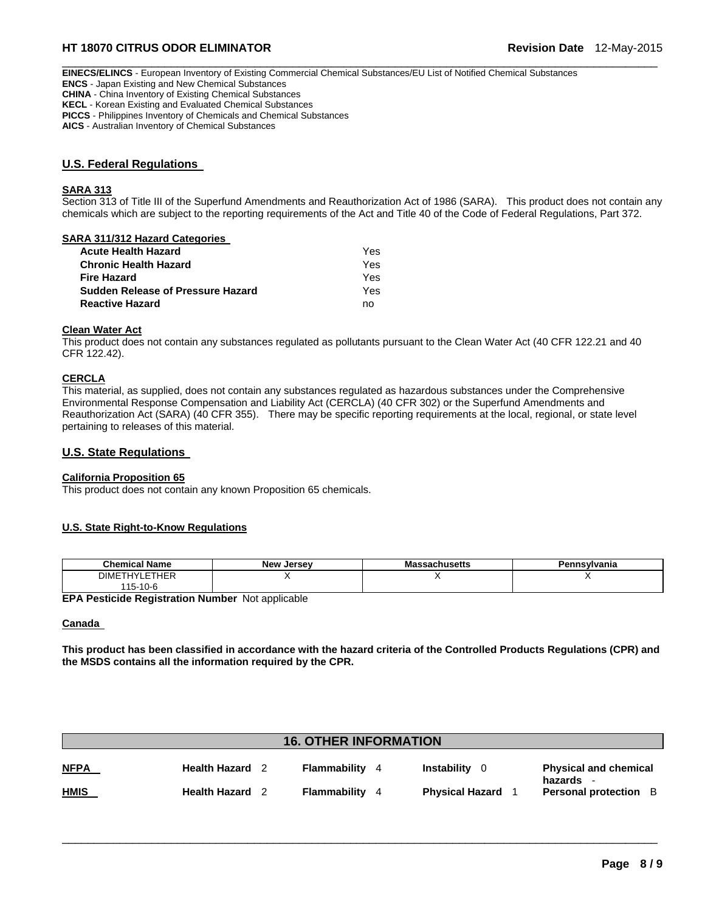**EINECS/ELINCS** - European Inventory of Existing Commercial Chemical Substances/EU List of Notified Chemical Substances
**ENCS** - Japan Existing and New Chemical Substances
**CHINA** - China Inventory of Existing Chemical Substances
**KECL** - Korean Existing and Evaluated Chemical Substances
**PICCS** - Philippines Inventory of Chemicals and Chemical Substances
**AICS** - Australian Inventory of Chemical Substances

## U.S. Federal Regulations

### SARA 313

Section 313 of Title III of the Superfund Amendments and Reauthorization Act of 1986 (SARA). This product does not contain any chemicals which are subject to the reporting requirements of the Act and Title 40 of the Code of Federal Regulations, Part 372.

### SARA 311/312 Hazard Categories

| | |
|---|---|
| **Acute Health Hazard** | Yes |
| **Chronic Health Hazard** | Yes |
| **Fire Hazard** | Yes |
| **Sudden Release of Pressure Hazard** | Yes |
| **Reactive Hazard** | no |

### Clean Water Act

This product does not contain any substances regulated as pollutants pursuant to the Clean Water Act (40 CFR 122.21 and 40 CFR 122.42).

### CERCLA

This material, as supplied, does not contain any substances regulated as hazardous substances under the Comprehensive Environmental Response Compensation and Liability Act (CERCLA) (40 CFR 302) or the Superfund Amendments and Reauthorization Act (SARA) (40 CFR 355). There may be specific reporting requirements at the local, regional, or state level pertaining to releases of this material.

## U.S. State Regulations

### California Proposition 65

This product does not contain any known Proposition 65 chemicals.

### U.S. State Right-to-Know Regulations

| Chemical Name | New Jersey | Massachusetts | Pennsylvania |
|---|---|---|---|
| DIMETHYLETHER 115-10-6 | X | X | X |

**EPA Pesticide Registration Number** Not applicable

### Canada

**This product has been classified in accordance with the hazard criteria of the Controlled Products Regulations (CPR) and the MSDS contains all the information required by the CPR.**

## 16. OTHER INFORMATION

| | | | | |
|---|---|---|---|---|
| **NFPA** | **Health Hazard** 2 | **Flammability** 4 | **Instability** 0 | **Physical and chemical hazards** - |
| **HMIS** | **Health Hazard** 2 | **Flammability** 4 | **Physical Hazard** 1 | **Personal protection** B |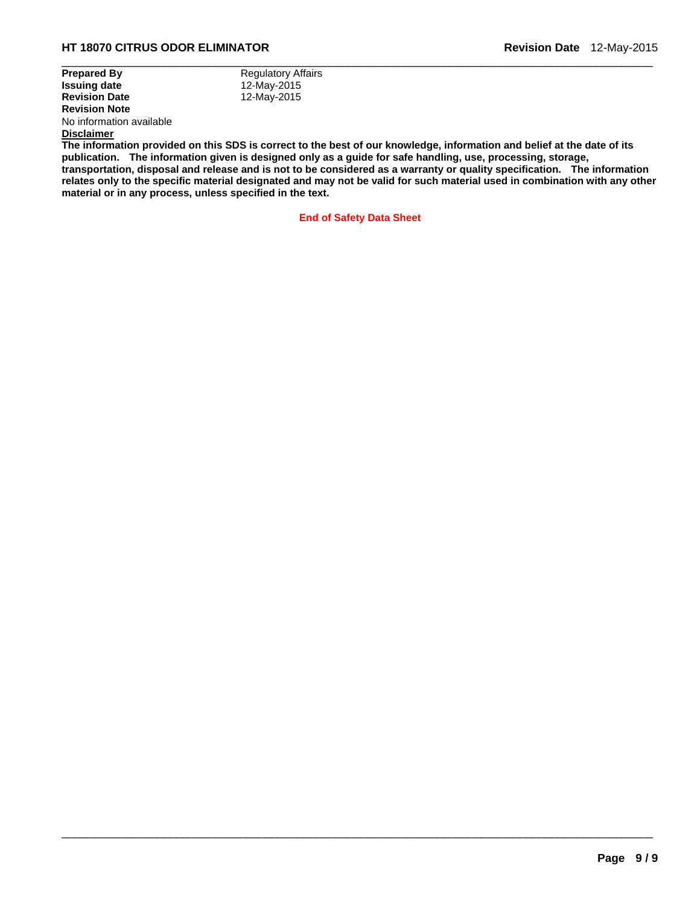**Prepared By** Regulatory Affairs
**Issuing date** 12-May-2015
**Revision Date** 12-May-2015
**Revision Note**
No information available

**Disclaimer**

**The information provided on this SDS is correct to the best of our knowledge, information and belief at the date of its publication. The information given is designed only as a guide for safe handling, use, processing, storage, transportation, disposal and release and is not to be considered as a warranty or quality specification. The information relates only to the specific material designated and may not be valid for such material used in combination with any other material or in any process, unless specified in the text.**

**End of Safety Data Sheet**